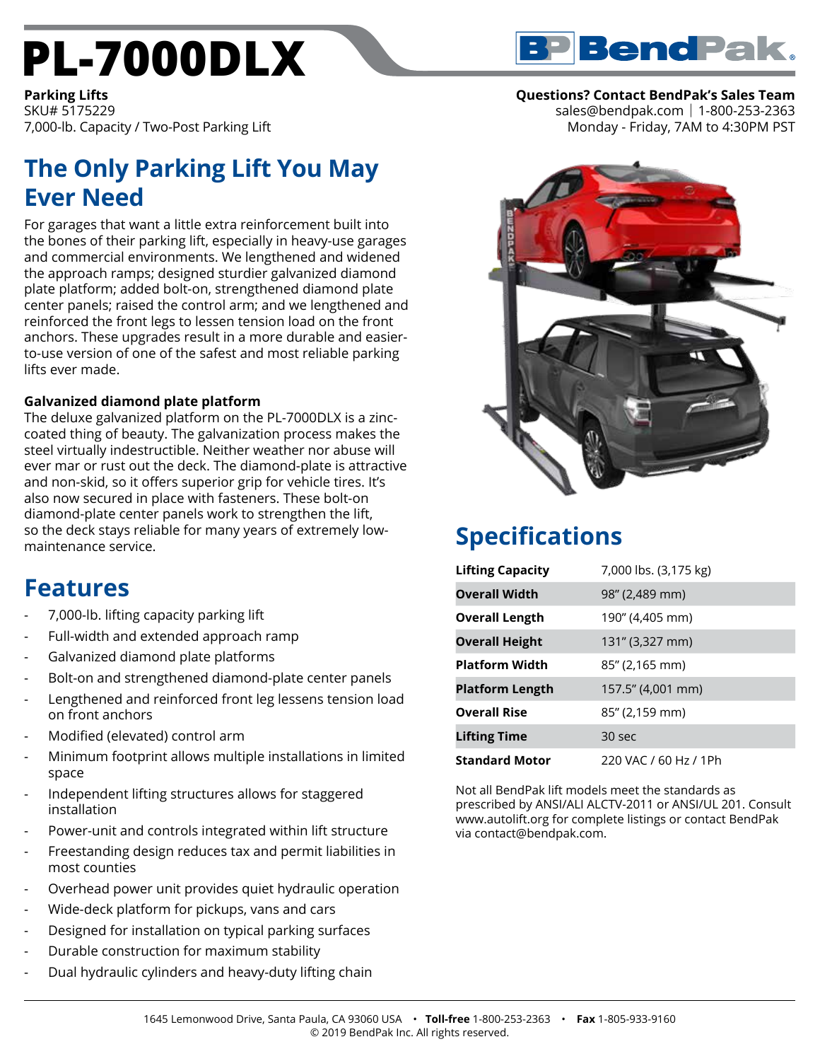# PL-7000DLX

**Parking Lifts**
SKU# 5175229
7,000-lb. Capacity / Two-Post Parking Lift

**Questions? Contact BendPak's Sales Team**
sales@bendpak.com | 1-800-253-2363
Monday - Friday, 7AM to 4:30PM PST

## The Only Parking Lift You May Ever Need

For garages that want a little extra reinforcement built into the bones of their parking lift, especially in heavy-use garages and commercial environments. We lengthened and widened the approach ramps; designed sturdier galvanized diamond plate platform; added bolt-on, strengthened diamond plate center panels; raised the control arm; and we lengthened and reinforced the front legs to lessen tension load on the front anchors. These upgrades result in a more durable and easier-to-use version of one of the safest and most reliable parking lifts ever made.

**Galvanized diamond plate platform**
The deluxe galvanized platform on the PL-7000DLX is a zinc-coated thing of beauty. The galvanization process makes the steel virtually indestructible. Neither weather nor abuse will ever mar or rust out the deck. The diamond-plate is attractive and non-skid, so it offers superior grip for vehicle tires. It's also now secured in place with fasteners. These bolt-on diamond-plate center panels work to strengthen the lift, so the deck stays reliable for many years of extremely low-maintenance service.

## Features

- 7,000-lb. lifting capacity parking lift
- Full-width and extended approach ramp
- Galvanized diamond plate platforms
- Bolt-on and strengthened diamond-plate center panels
- Lengthened and reinforced front leg lessens tension load on front anchors
- Modified (elevated) control arm
- Minimum footprint allows multiple installations in limited space
- Independent lifting structures allows for staggered installation
- Power-unit and controls integrated within lift structure
- Freestanding design reduces tax and permit liabilities in most counties
- Overhead power unit provides quiet hydraulic operation
- Wide-deck platform for pickups, vans and cars
- Designed for installation on typical parking surfaces
- Durable construction for maximum stability
- Dual hydraulic cylinders and heavy-duty lifting chain

## Specifications

| | |
|---|---|
| **Lifting Capacity** | 7,000 lbs. (3,175 kg) |
| **Overall Width** | 98" (2,489 mm) |
| **Overall Length** | 190" (4,405 mm) |
| **Overall Height** | 131" (3,327 mm) |
| **Platform Width** | 85" (2,165 mm) |
| **Platform Length** | 157.5" (4,001 mm) |
| **Overall Rise** | 85" (2,159 mm) |
| **Lifting Time** | 30 sec |
| **Standard Motor** | 220 VAC / 60 Hz / 1Ph |

Not all BendPak lift models meet the standards as prescribed by ANSI/ALI ALCTV-2011 or ANSI/UL 201. Consult www.autolift.org for complete listings or contact BendPak via contact@bendpak.com.

1645 Lemonwood Drive, Santa Paula, CA 93060 USA • **Toll-free** 1-800-253-2363 • **Fax** 1-805-933-9160
© 2019 BendPak Inc. All rights reserved.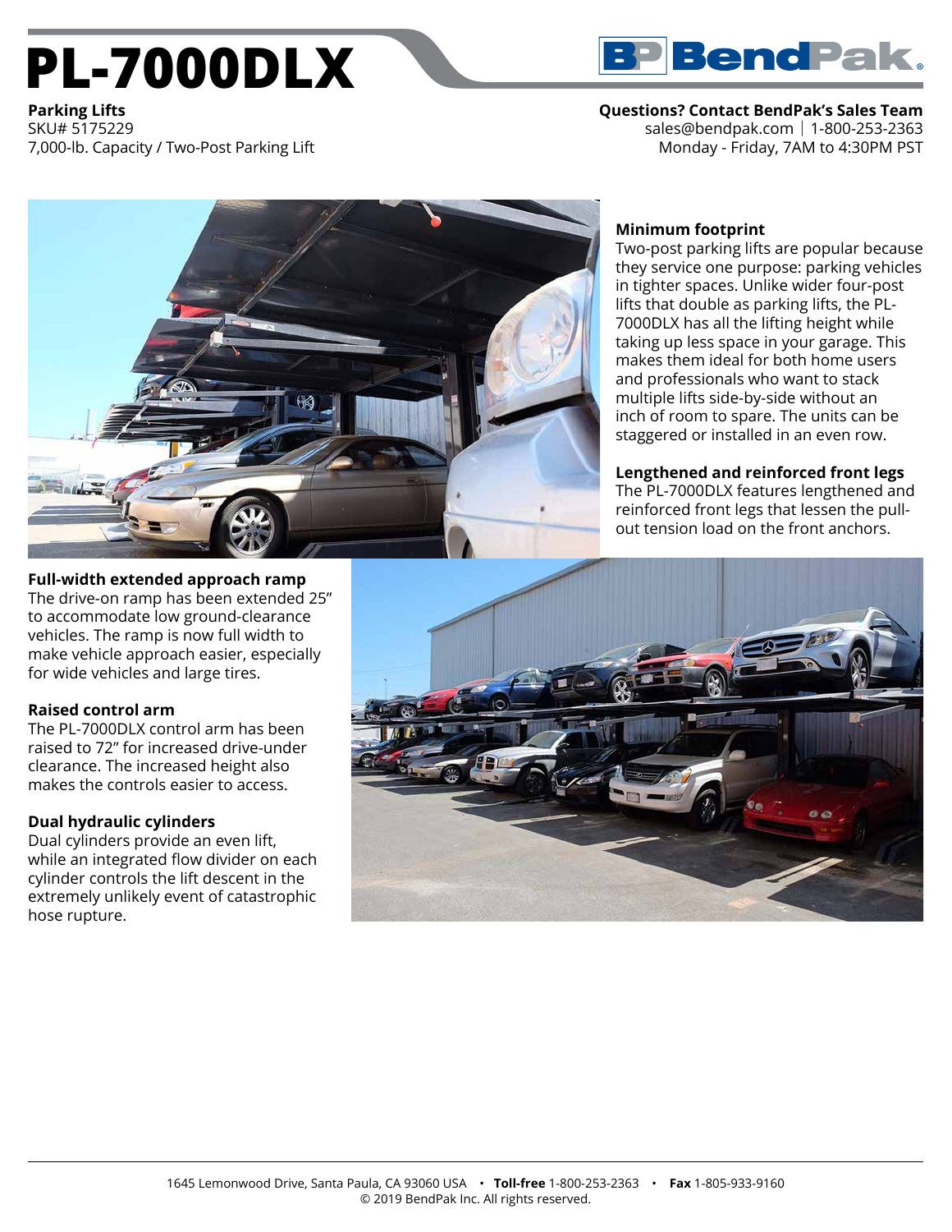# PL-7000DLX

**Parking Lifts**
SKU# 5175229
7,000-lb. Capacity / Two-Post Parking Lift

**Questions? Contact BendPak's Sales Team**
sales@bendpak.com | 1-800-253-2363
Monday - Friday, 7AM to 4:30PM PST

### Minimum footprint

Two-post parking lifts are popular because they service one purpose: parking vehicles in tighter spaces. Unlike wider four-post lifts that double as parking lifts, the PL-7000DLX has all the lifting height while taking up less space in your garage. This makes them ideal for both home users and professionals who want to stack multiple lifts side-by-side without an inch of room to spare. The units can be staggered or installed in an even row.

### Lengthened and reinforced front legs

The PL-7000DLX features lengthened and reinforced front legs that lessen the pull-out tension load on the front anchors.

### Full-width extended approach ramp

The drive-on ramp has been extended 25" to accommodate low ground-clearance vehicles. The ramp is now full width to make vehicle approach easier, especially for wide vehicles and large tires.

### Raised control arm

The PL-7000DLX control arm has been raised to 72" for increased drive-under clearance. The increased height also makes the controls easier to access.

### Dual hydraulic cylinders

Dual cylinders provide an even lift, while an integrated flow divider on each cylinder controls the lift descent in the extremely unlikely event of catastrophic hose rupture.

1645 Lemonwood Drive, Santa Paula, CA 93060 USA • **Toll-free** 1-800-253-2363 • **Fax** 1-805-933-9160
© 2019 BendPak Inc. All rights reserved.